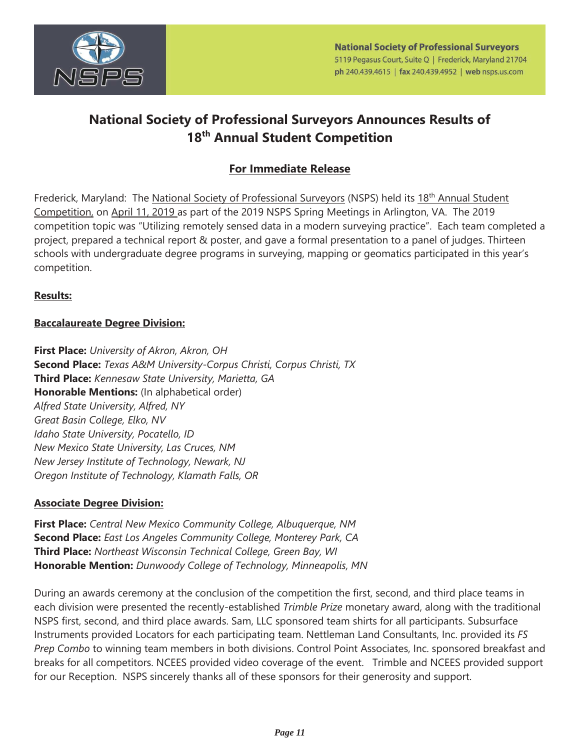**National Society of Professional Surveyors**
5119 Pegasus Court, Suite Q | Frederick, Maryland 21704
**ph** 240.439.4615 | **fax** 240.439.4952 | **web** nsps.us.com

# National Society of Professional Surveyors Announces Results of 18th Annual Student Competition

## For Immediate Release

Frederick, Maryland: The National Society of Professional Surveyors (NSPS) held its 18th Annual Student Competition, on April 11, 2019 as part of the 2019 NSPS Spring Meetings in Arlington, VA. The 2019 competition topic was "Utilizing remotely sensed data in a modern surveying practice". Each team completed a project, prepared a technical report & poster, and gave a formal presentation to a panel of judges. Thirteen schools with undergraduate degree programs in surveying, mapping or geomatics participated in this year's competition.

**Results:**

**Baccalaureate Degree Division:**

**First Place:** *University of Akron, Akron, OH*
**Second Place:** *Texas A&M University-Corpus Christi, Corpus Christi, TX*
**Third Place:** *Kennesaw State University, Marietta, GA*
**Honorable Mentions:** (In alphabetical order)
*Alfred State University, Alfred, NY*
*Great Basin College, Elko, NV*
*Idaho State University, Pocatello, ID*
*New Mexico State University, Las Cruces, NM*
*New Jersey Institute of Technology, Newark, NJ*
*Oregon Institute of Technology, Klamath Falls, OR*

**Associate Degree Division:**

**First Place:** *Central New Mexico Community College, Albuquerque, NM*
**Second Place:** *East Los Angeles Community College, Monterey Park, CA*
**Third Place:** *Northeast Wisconsin Technical College, Green Bay, WI*
**Honorable Mention:** *Dunwoody College of Technology, Minneapolis, MN*

During an awards ceremony at the conclusion of the competition the first, second, and third place teams in each division were presented the recently-established *Trimble Prize* monetary award, along with the traditional NSPS first, second, and third place awards. Sam, LLC sponsored team shirts for all participants. Subsurface Instruments provided Locators for each participating team. Nettleman Land Consultants, Inc. provided its *FS Prep Combo* to winning team members in both divisions. Control Point Associates, Inc. sponsored breakfast and breaks for all competitors. NCEES provided video coverage of the event. Trimble and NCEES provided support for our Reception. NSPS sincerely thanks all of these sponsors for their generosity and support.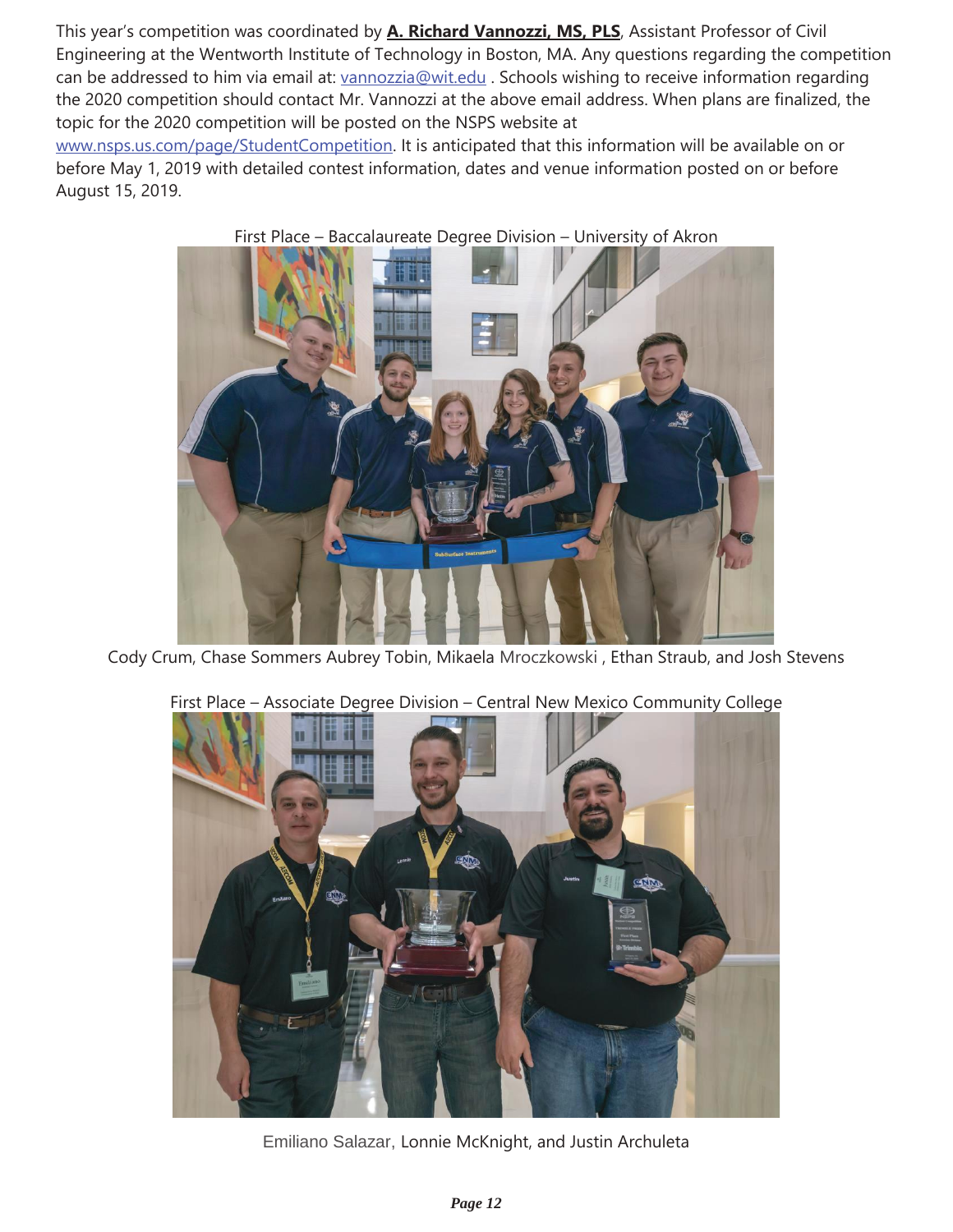This year's competition was coordinated by **A. Richard Vannozzi, MS, PLS**, Assistant Professor of Civil Engineering at the Wentworth Institute of Technology in Boston, MA. Any questions regarding the competition can be addressed to him via email at: vannozzia@wit.edu . Schools wishing to receive information regarding the 2020 competition should contact Mr. Vannozzi at the above email address. When plans are finalized, the topic for the 2020 competition will be posted on the NSPS website at www.nsps.us.com/page/StudentCompetition. It is anticipated that this information will be available on or before May 1, 2019 with detailed contest information, dates and venue information posted on or before August 15, 2019.

First Place – Baccalaureate Degree Division – University of Akron

Cody Crum, Chase Sommers Aubrey Tobin, Mikaela Mroczkowski , Ethan Straub, and Josh Stevens

First Place – Associate Degree Division – Central New Mexico Community College

Emiliano Salazar, Lonnie McKnight, and Justin Archuleta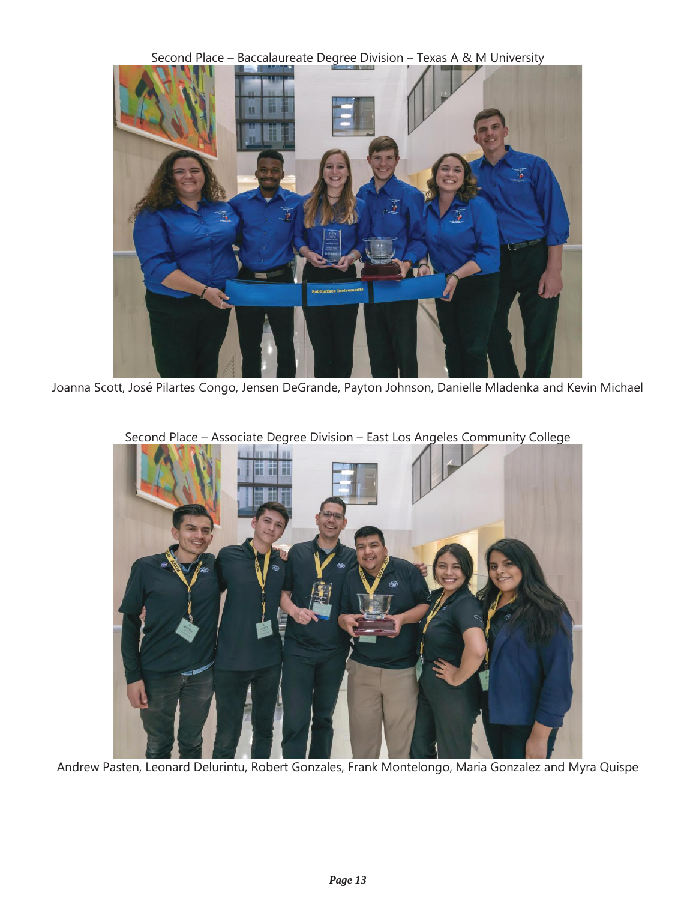Second Place – Baccalaureate Degree Division – Texas A & M University

Joanna Scott, José Pilartes Congo, Jensen DeGrande, Payton Johnson, Danielle Mladenka and Kevin Michael

Second Place – Associate Degree Division – East Los Angeles Community College

Andrew Pasten, Leonard Delurintu, Robert Gonzales, Frank Montelongo, Maria Gonzalez and Myra Quispe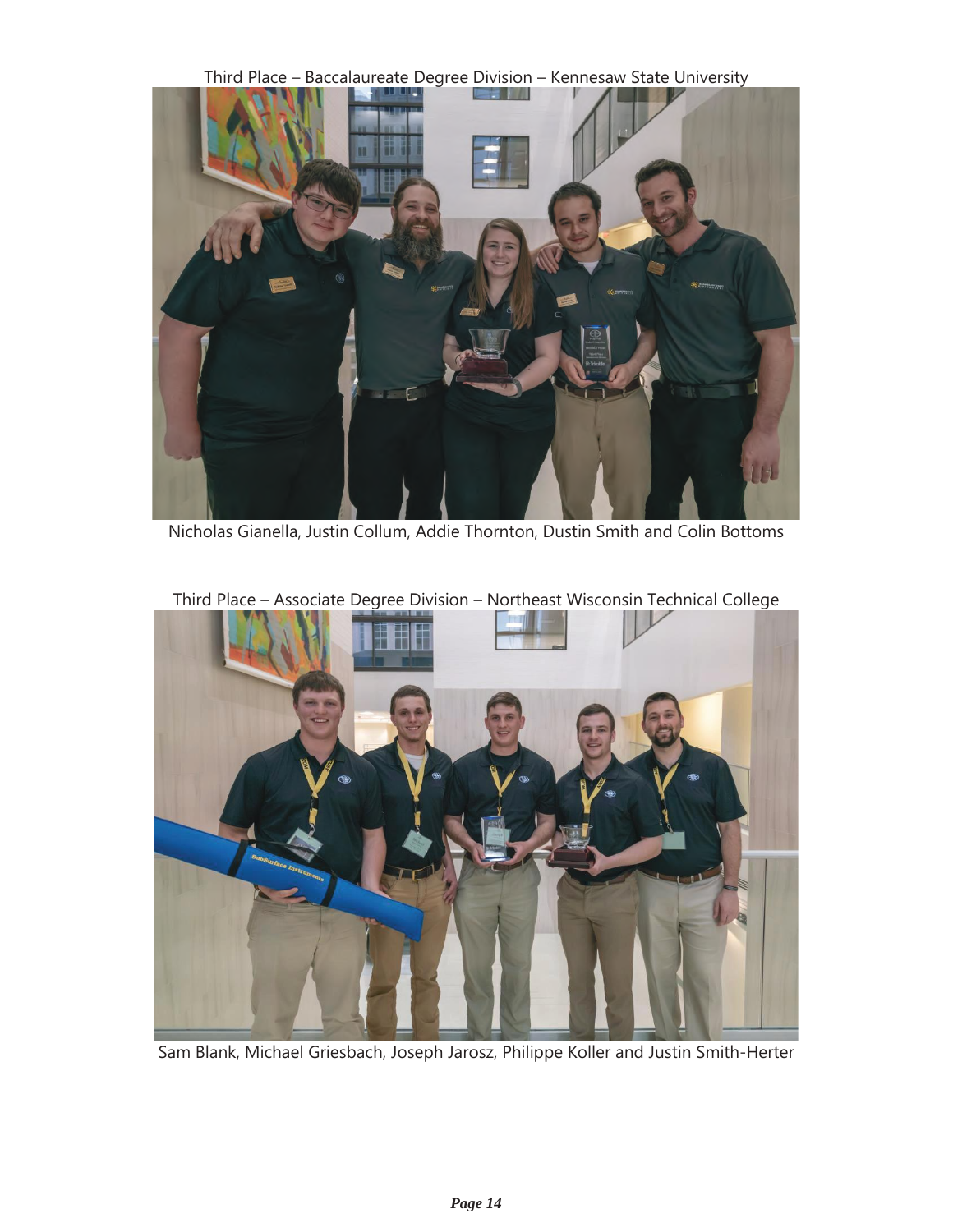Third Place – Baccalaureate Degree Division – Kennesaw State University

Nicholas Gianella, Justin Collum, Addie Thornton, Dustin Smith and Colin Bottoms

Third Place – Associate Degree Division – Northeast Wisconsin Technical College

Sam Blank, Michael Griesbach, Joseph Jarosz, Philippe Koller and Justin Smith-Herter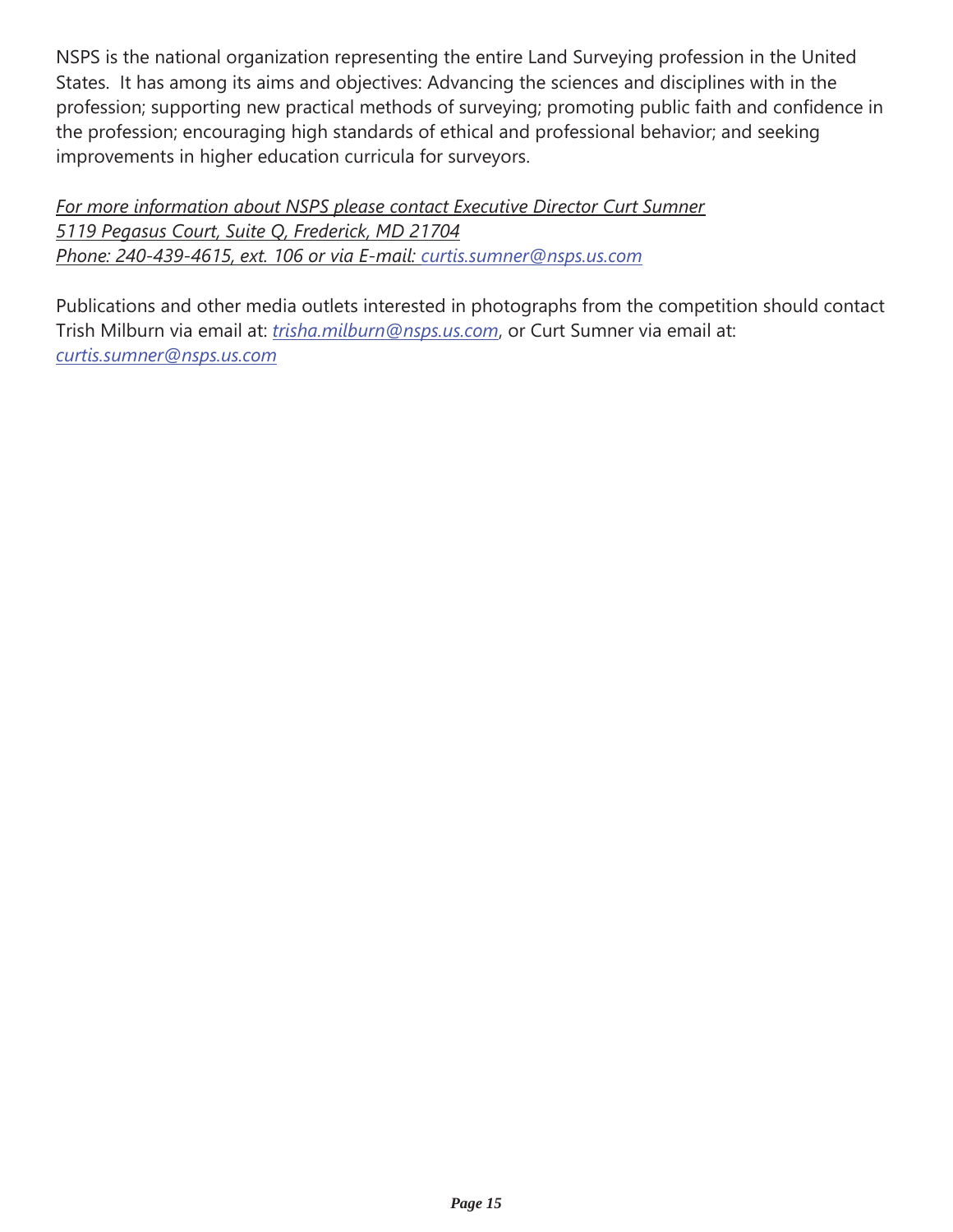NSPS is the national organization representing the entire Land Surveying profession in the United States. It has among its aims and objectives: Advancing the sciences and disciplines with in the profession; supporting new practical methods of surveying; promoting public faith and confidence in the profession; encouraging high standards of ethical and professional behavior; and seeking improvements in higher education curricula for surveyors.

*For more information about NSPS please contact Executive Director Curt Sumner*
*5119 Pegasus Court, Suite Q, Frederick, MD 21704*
*Phone: 240-439-4615, ext. 106 or via E-mail: curtis.sumner@nsps.us.com*

Publications and other media outlets interested in photographs from the competition should contact Trish Milburn via email at: *trisha.milburn@nsps.us.com*, or Curt Sumner via email at: *curtis.sumner@nsps.us.com*